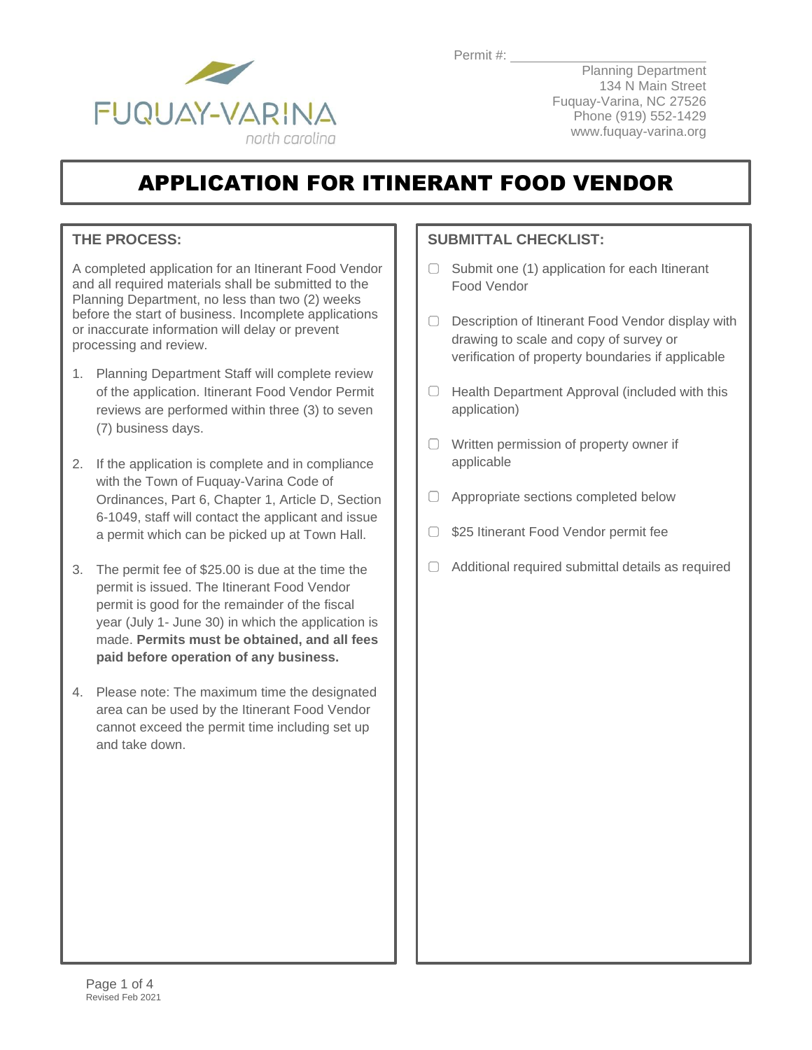FUQUAY-VARINA
north carolina

Permit #: ____________________

Planning Department
134 N Main Street
Fuquay-Varina, NC 27526
Phone (919) 552-1429
www.fuquay-varina.org

# APPLICATION FOR ITINERANT FOOD VENDOR

## THE PROCESS:

A completed application for an Itinerant Food Vendor and all required materials shall be submitted to the Planning Department, no less than two (2) weeks before the start of business. Incomplete applications or inaccurate information will delay or prevent processing and review.

1. Planning Department Staff will complete review of the application. Itinerant Food Vendor Permit reviews are performed within three (3) to seven (7) business days.
2. If the application is complete and in compliance with the Town of Fuquay-Varina Code of Ordinances, Part 6, Chapter 1, Article D, Section 6-1049, staff will contact the applicant and issue a permit which can be picked up at Town Hall.
3. The permit fee of $25.00 is due at the time the permit is issued. The Itinerant Food Vendor permit is good for the remainder of the fiscal year (July 1- June 30) in which the application is made. **Permits must be obtained, and all fees paid before operation of any business.**
4. Please note: The maximum time the designated area can be used by the Itinerant Food Vendor cannot exceed the permit time including set up and take down.

## SUBMITTAL CHECKLIST:

- ☐ Submit one (1) application for each Itinerant Food Vendor
- ☐ Description of Itinerant Food Vendor display with drawing to scale and copy of survey or verification of property boundaries if applicable
- ☐ Health Department Approval (included with this application)
- ☐ Written permission of property owner if applicable
- ☐ Appropriate sections completed below
- ☐ $25 Itinerant Food Vendor permit fee
- ☐ Additional required submittal details as required

Revised Feb 2021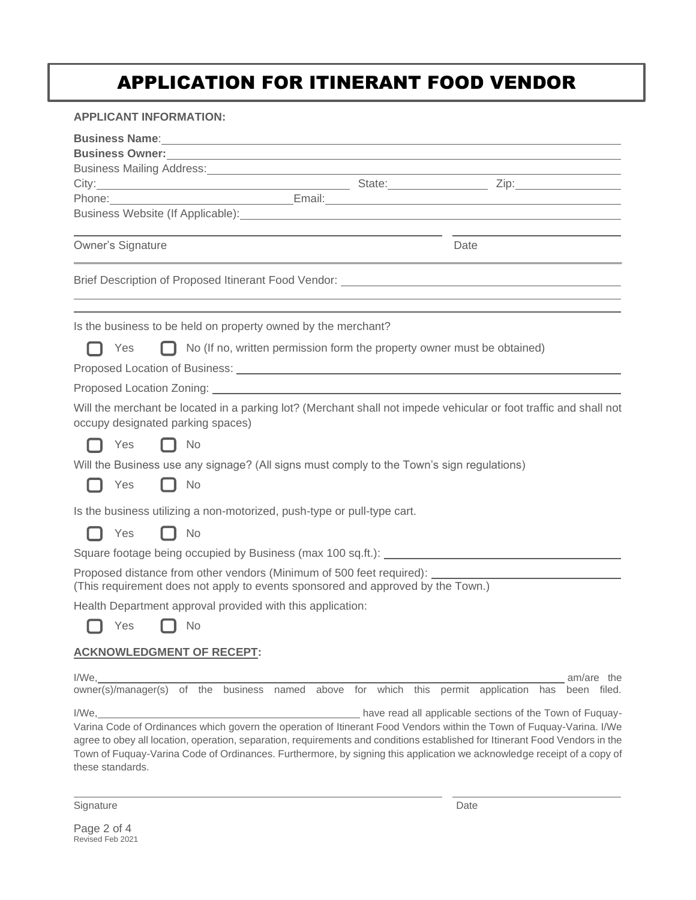# APPLICATION FOR ITINERANT FOOD VENDOR

**APPLICANT INFORMATION:**

**Business Name**: ______________________________

**Business Owner:** ______________________________

Business Mailing Address: ______________________________

City: ______________________ State: ______________ Zip: ______________

Phone: ______________________ Email: ______________________

Business Website (If Applicable): ______________________________

______________________________ ______________

Owner's Signature Date

---

Brief Description of Proposed Itinerant Food Vendor: ______________________________

______________________________

______________________________

Is the business to be held on property owned by the merchant?

☐ Yes ☐ No (If no, written permission form the property owner must be obtained)

Proposed Location of Business: ______________________________

Proposed Location Zoning: ______________________________

Will the merchant be located in a parking lot? (Merchant shall not impede vehicular or foot traffic and shall not occupy designated parking spaces)

☐ Yes ☐ No

Will the Business use any signage? (All signs must comply to the Town's sign regulations)

☐ Yes ☐ No

Is the business utilizing a non-motorized, push-type or pull-type cart.

☐ Yes ☐ No

Square footage being occupied by Business (max 100 sq.ft.): ______________________________

Proposed distance from other vendors (Minimum of 500 feet required): ______________________________
(This requirement does not apply to events sponsored and approved by the Town.)

Health Department approval provided with this application:

☐ Yes ☐ No

**ACKNOWLEDGMENT OF RECEPT:**

I/We, ______________________________ am/are the owner(s)/manager(s) of the business named above for which this permit application has been filed.

I/We, ______________________________ have read all applicable sections of the Town of Fuquay-Varina Code of Ordinances which govern the operation of Itinerant Food Vendors within the Town of Fuquay-Varina. I/We agree to obey all location, operation, separation, requirements and conditions established for Itinerant Food Vendors in the Town of Fuquay-Varina Code of Ordinances. Furthermore, by signing this application we acknowledge receipt of a copy of these standards.

______________________________ ______________

Signature Date

Revised Feb 2021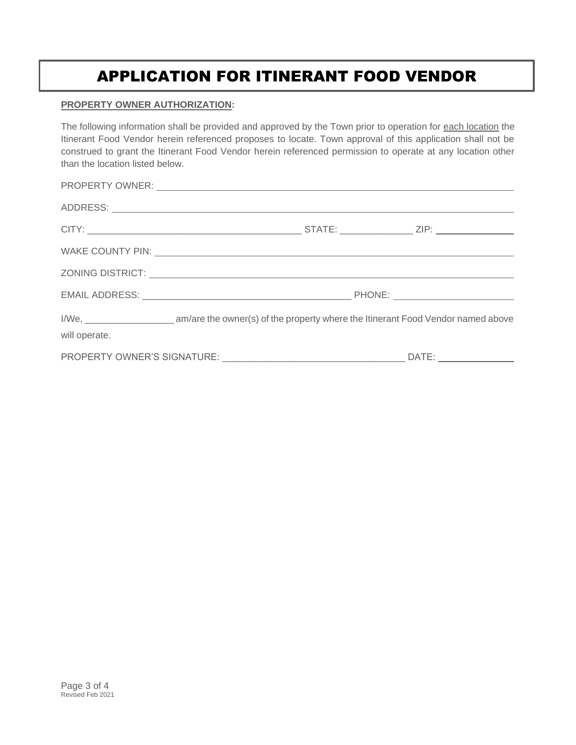# APPLICATION FOR ITINERANT FOOD VENDOR

**PROPERTY OWNER AUTHORIZATION:**

The following information shall be provided and approved by the Town prior to operation for each location the Itinerant Food Vendor herein referenced proposes to locate. Town approval of this application shall not be construed to grant the Itinerant Food Vendor herein referenced permission to operate at any location other than the location listed below.

PROPERTY OWNER: ______________________________________________

ADDRESS: ______________________________________________

CITY: ______________________ STATE: ____________ ZIP: ____________

WAKE COUNTY PIN: ______________________________________________

ZONING DISTRICT: ______________________________________________

EMAIL ADDRESS: ______________________ PHONE: ____________________

I/We, ________________ am/are the owner(s) of the property where the Itinerant Food Vendor named above will operate.

PROPERTY OWNER'S SIGNATURE: __________________________ DATE: ____________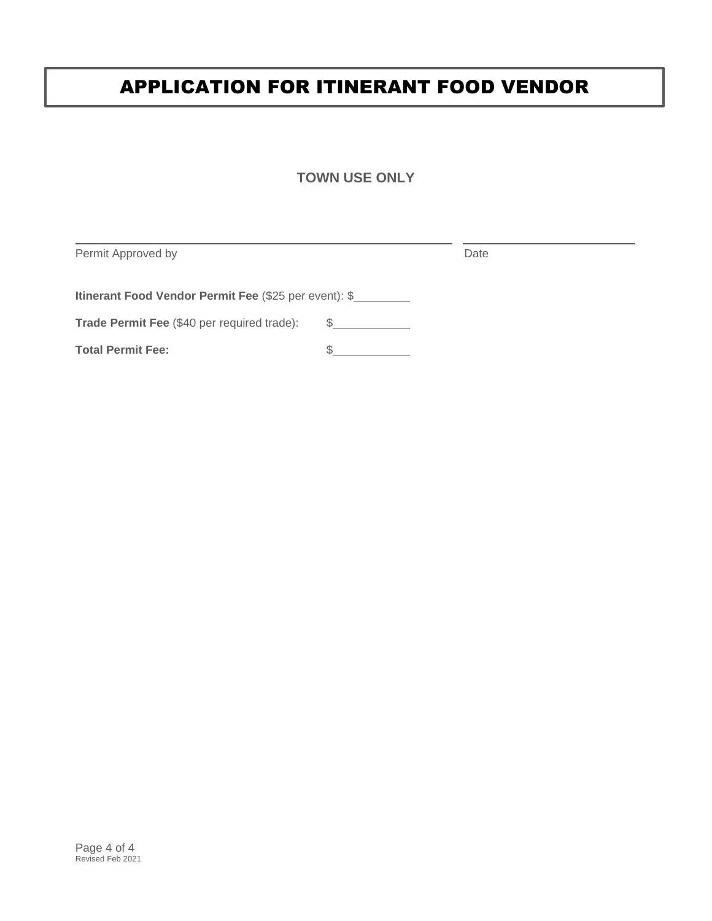# APPLICATION FOR ITINERANT FOOD VENDOR

**TOWN USE ONLY**

______________________________________________ ____________________
Permit Approved by Date

**Itinerant Food Vendor Permit Fee** ($25 per event): $________

**Trade Permit Fee** ($40 per required trade): $__________

**Total Permit Fee:** $__________